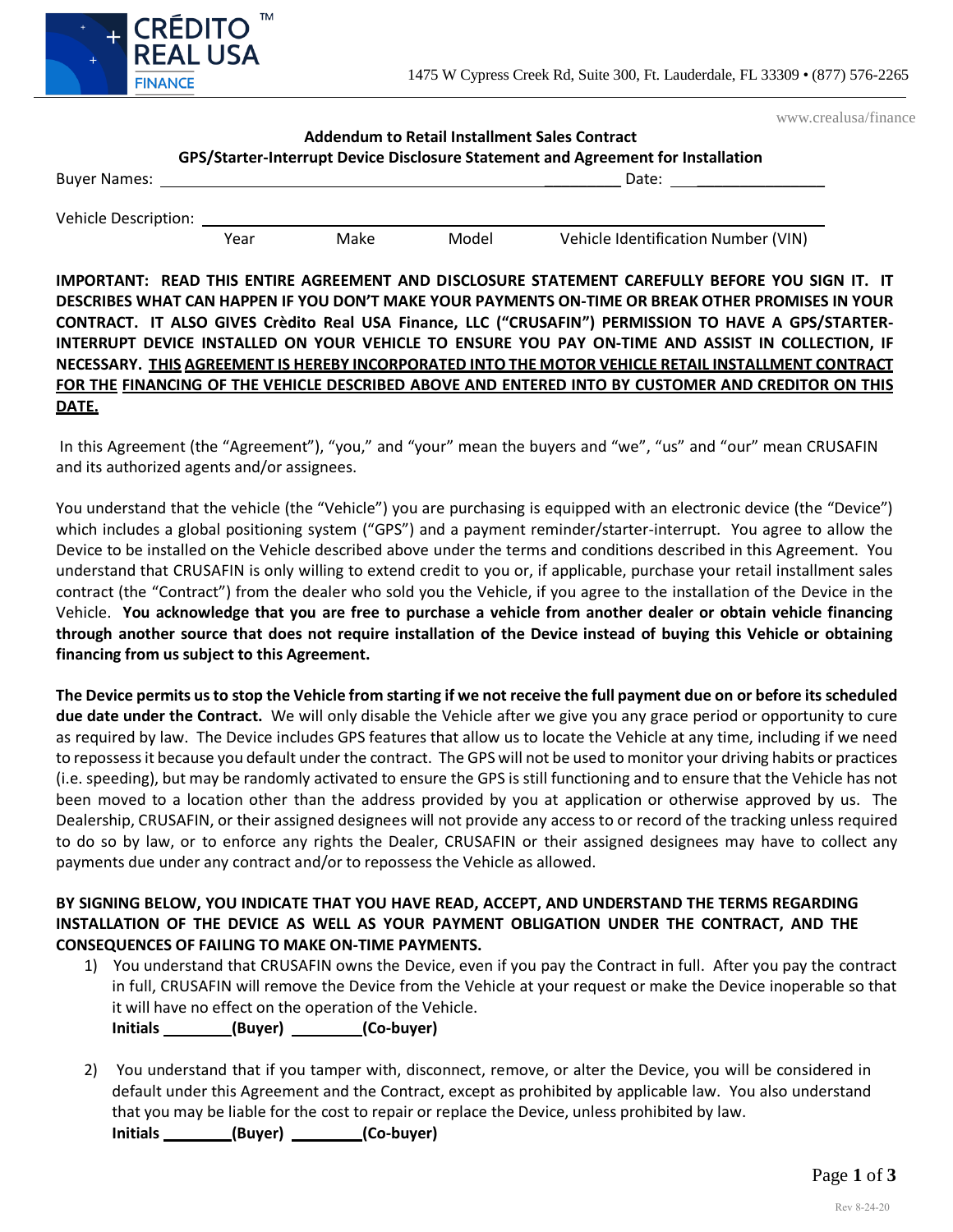CRÉDITO REAL USA FINANCE ™

1475 W Cypress Creek Rd, Suite 300, Ft. Lauderdale, FL 33309 • (877) 576-2265

www.crealusa/finance

## Addendum to Retail Installment Sales Contract
## GPS/Starter-Interrupt Device Disclosure Statement and Agreement for Installation

Buyer Names: ______________________________________________ Date: ________________

Vehicle Description: ______________________________________________
Year Make Model Vehicle Identification Number (VIN)

**IMPORTANT: READ THIS ENTIRE AGREEMENT AND DISCLOSURE STATEMENT CAREFULLY BEFORE YOU SIGN IT. IT DESCRIBES WHAT CAN HAPPEN IF YOU DON'T MAKE YOUR PAYMENTS ON-TIME OR BREAK OTHER PROMISES IN YOUR CONTRACT. IT ALSO GIVES Crèdito Real USA Finance, LLC ("CRUSAFIN") PERMISSION TO HAVE A GPS/STARTER-INTERRUPT DEVICE INSTALLED ON YOUR VEHICLE TO ENSURE YOU PAY ON-TIME AND ASSIST IN COLLECTION, IF NECESSARY. <u>THIS AGREEMENT IS HEREBY INCORPORATED INTO THE MOTOR VEHICLE RETAIL INSTALLMENT CONTRACT FOR THE FINANCING OF THE VEHICLE DESCRIBED ABOVE AND ENTERED INTO BY CUSTOMER AND CREDITOR ON THIS DATE.</u>**

In this Agreement (the "Agreement"), "you," and "your" mean the buyers and "we", "us" and "our" mean CRUSAFIN and its authorized agents and/or assignees.

You understand that the vehicle (the "Vehicle") you are purchasing is equipped with an electronic device (the "Device") which includes a global positioning system ("GPS") and a payment reminder/starter-interrupt. You agree to allow the Device to be installed on the Vehicle described above under the terms and conditions described in this Agreement. You understand that CRUSAFIN is only willing to extend credit to you or, if applicable, purchase your retail installment sales contract (the "Contract") from the dealer who sold you the Vehicle, if you agree to the installation of the Device in the Vehicle. **You acknowledge that you are free to purchase a vehicle from another dealer or obtain vehicle financing through another source that does not require installation of the Device instead of buying this Vehicle or obtaining financing from us subject to this Agreement.**

**The Device permits us to stop the Vehicle from starting if we not receive the full payment due on or before its scheduled due date under the Contract.** We will only disable the Vehicle after we give you any grace period or opportunity to cure as required by law. The Device includes GPS features that allow us to locate the Vehicle at any time, including if we need to repossess it because you default under the contract. The GPS will not be used to monitor your driving habits or practices (i.e. speeding), but may be randomly activated to ensure the GPS is still functioning and to ensure that the Vehicle has not been moved to a location other than the address provided by you at application or otherwise approved by us. The Dealership, CRUSAFIN, or their assigned designees will not provide any access to or record of the tracking unless required to do so by law, or to enforce any rights the Dealer, CRUSAFIN or their assigned designees may have to collect any payments due under any contract and/or to repossess the Vehicle as allowed.

**BY SIGNING BELOW, YOU INDICATE THAT YOU HAVE READ, ACCEPT, AND UNDERSTAND THE TERMS REGARDING INSTALLATION OF THE DEVICE AS WELL AS YOUR PAYMENT OBLIGATION UNDER THE CONTRACT, AND THE CONSEQUENCES OF FAILING TO MAKE ON-TIME PAYMENTS.**

1) You understand that CRUSAFIN owns the Device, even if you pay the Contract in full. After you pay the contract in full, CRUSAFIN will remove the Device from the Vehicle at your request or make the Device inoperable so that it will have no effect on the operation of the Vehicle.
   **Initials ________(Buyer) ________(Co-buyer)**

2) You understand that if you tamper with, disconnect, remove, or alter the Device, you will be considered in default under this Agreement and the Contract, except as prohibited by applicable law. You also understand that you may be liable for the cost to repair or replace the Device, unless prohibited by law.
   **Initials ________(Buyer) ________(Co-buyer)**

Rev 8-24-20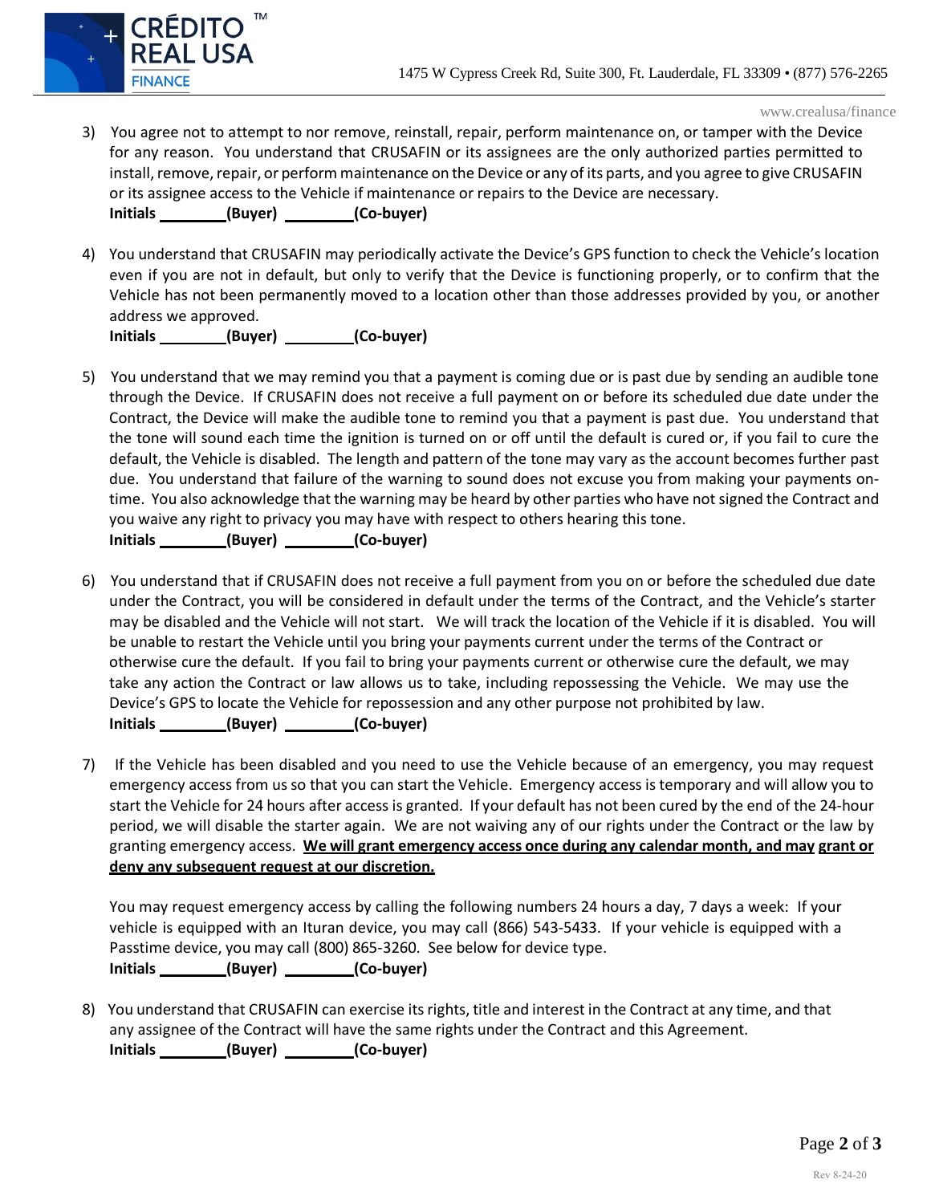3) You agree not to attempt to nor remove, reinstall, repair, perform maintenance on, or tamper with the Device for any reason. You understand that CRUSAFIN or its assignees are the only authorized parties permitted to install, remove, repair, or perform maintenance on the Device or any of its parts, and you agree to give CRUSAFIN or its assignee access to the Vehicle if maintenance or repairs to the Device are necessary.
**Initials ________(Buyer) ________(Co-buyer)**

4) You understand that CRUSAFIN may periodically activate the Device's GPS function to check the Vehicle's location even if you are not in default, but only to verify that the Device is functioning properly, or to confirm that the Vehicle has not been permanently moved to a location other than those addresses provided by you, or another address we approved.
**Initials ________(Buyer) ________(Co-buyer)**

5) You understand that we may remind you that a payment is coming due or is past due by sending an audible tone through the Device. If CRUSAFIN does not receive a full payment on or before its scheduled due date under the Contract, the Device will make the audible tone to remind you that a payment is past due. You understand that the tone will sound each time the ignition is turned on or off until the default is cured or, if you fail to cure the default, the Vehicle is disabled. The length and pattern of the tone may vary as the account becomes further past due. You understand that failure of the warning to sound does not excuse you from making your payments on-time. You also acknowledge that the warning may be heard by other parties who have not signed the Contract and you waive any right to privacy you may have with respect to others hearing this tone.
**Initials ________(Buyer) ________(Co-buyer)**

6) You understand that if CRUSAFIN does not receive a full payment from you on or before the scheduled due date under the Contract, you will be considered in default under the terms of the Contract, and the Vehicle's starter may be disabled and the Vehicle will not start. We will track the location of the Vehicle if it is disabled. You will be unable to restart the Vehicle until you bring your payments current under the terms of the Contract or otherwise cure the default. If you fail to bring your payments current or otherwise cure the default, we may take any action the Contract or law allows us to take, including repossessing the Vehicle. We may use the Device's GPS to locate the Vehicle for repossession and any other purpose not prohibited by law.
**Initials ________(Buyer) ________(Co-buyer)**

7) If the Vehicle has been disabled and you need to use the Vehicle because of an emergency, you may request emergency access from us so that you can start the Vehicle. Emergency access is temporary and will allow you to start the Vehicle for 24 hours after access is granted. If your default has not been cured by the end of the 24-hour period, we will disable the starter again. We are not waiving any of our rights under the Contract or the law by granting emergency access. **We will grant emergency access once during any calendar month, and may grant or deny any subsequent request at our discretion.**

You may request emergency access by calling the following numbers 24 hours a day, 7 days a week: If your vehicle is equipped with an Ituran device, you may call (866) 543-5433. If your vehicle is equipped with a Passtime device, you may call (800) 865-3260. See below for device type.
**Initials ________(Buyer) ________(Co-buyer)**

8) You understand that CRUSAFIN can exercise its rights, title and interest in the Contract at any time, and that any assignee of the Contract will have the same rights under the Contract and this Agreement.
**Initials ________(Buyer) ________(Co-buyer)**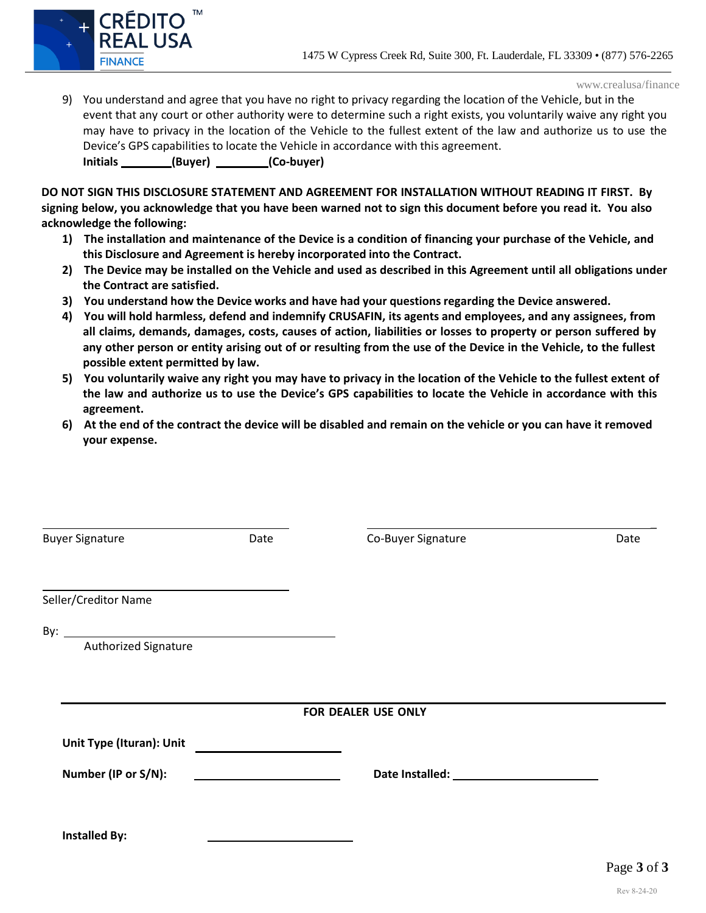9) You understand and agree that you have no right to privacy regarding the location of the Vehicle, but in the event that any court or other authority were to determine such a right exists, you voluntarily waive any right you may have to privacy in the location of the Vehicle to the fullest extent of the law and authorize us to use the Device's GPS capabilities to locate the Vehicle in accordance with this agreement.
   **Initials ________(Buyer) ________(Co-buyer)**

**DO NOT SIGN THIS DISCLOSURE STATEMENT AND AGREEMENT FOR INSTALLATION WITHOUT READING IT FIRST. By signing below, you acknowledge that you have been warned not to sign this document before you read it. You also acknowledge the following:**

1) **The installation and maintenance of the Device is a condition of financing your purchase of the Vehicle, and this Disclosure and Agreement is hereby incorporated into the Contract.**
2) **The Device may be installed on the Vehicle and used as described in this Agreement until all obligations under the Contract are satisfied.**
3) **You understand how the Device works and have had your questions regarding the Device answered.**
4) **You will hold harmless, defend and indemnify CRUSAFIN, its agents and employees, and any assignees, from all claims, demands, damages, costs, causes of action, liabilities or losses to property or person suffered by any other person or entity arising out of or resulting from the use of the Device in the Vehicle, to the fullest possible extent permitted by law.**
5) **You voluntarily waive any right you may have to privacy in the location of the Vehicle to the fullest extent of the law and authorize us to use the Device's GPS capabilities to locate the Vehicle in accordance with this agreement.**
6) **At the end of the contract the device will be disabled and remain on the vehicle or you can have it removed your expense.**

______________________________ ______________________________

Buyer Signature Date Co-Buyer Signature Date

______________________________

Seller/Creditor Name

By: ______________________________

Authorized Signature

**FOR DEALER USE ONLY**

**Unit Type (Ituran): Unit** ______________________

**Number (IP or S/N):** ______________________ **Date Installed:** ______________________

**Installed By:** ______________________

Rev 8-24-20